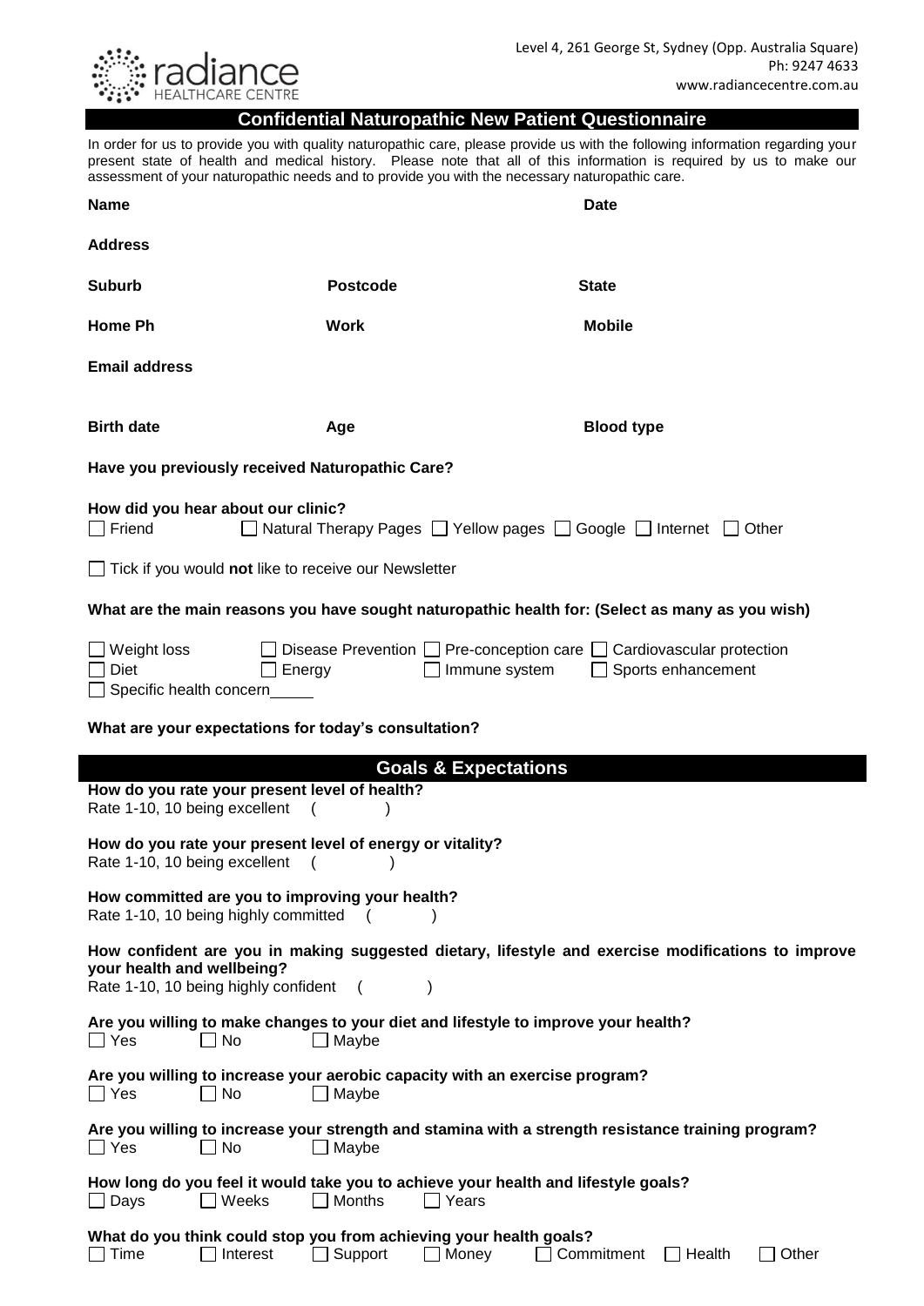radiance HEALTHCARE CENTRE

Level 4, 261 George St, Sydney (Opp. Australia Square)
Ph: 9247 4633
www.radiancecentre.com.au

## Confidential Naturopathic New Patient Questionnaire

In order for us to provide you with quality naturopathic care, please provide us with the following information regarding your present state of health and medical history. Please note that all of this information is required by us to make our assessment of your naturopathic needs and to provide you with the necessary naturopathic care.

**Name** **Date**

**Address**

**Suburb** **Postcode** **State**

**Home Ph** **Work** **Mobile**

**Email address**

**Birth date** **Age** **Blood type**

**Have you previously received Naturopathic Care?**

**How did you hear about our clinic?**
☐ Friend ☐ Natural Therapy Pages ☐ Yellow pages ☐ Google ☐ Internet ☐ Other

☐ Tick if you would **not** like to receive our Newsletter

**What are the main reasons you have sought naturopathic health for: (Select as many as you wish)**

☐ Weight loss ☐ Disease Prevention ☐ Pre-conception care ☐ Cardiovascular protection
☐ Diet ☐ Energy ☐ Immune system ☐ Sports enhancement
☐ Specific health concern_____

**What are your expectations for today's consultation?**

## Goals & Expectations

**How do you rate your present level of health?**
Rate 1-10, 10 being excellent ( )

**How do you rate your present level of energy or vitality?**
Rate 1-10, 10 being excellent ( )

**How committed are you to improving your health?**
Rate 1-10, 10 being highly committed ( )

**How confident are you in making suggested dietary, lifestyle and exercise modifications to improve your health and wellbeing?**
Rate 1-10, 10 being highly confident ( )

**Are you willing to make changes to your diet and lifestyle to improve your health?**
☐ Yes ☐ No ☐ Maybe

**Are you willing to increase your aerobic capacity with an exercise program?**
☐ Yes ☐ No ☐ Maybe

**Are you willing to increase your strength and stamina with a strength resistance training program?**
☐ Yes ☐ No ☐ Maybe

**How long do you feel it would take you to achieve your health and lifestyle goals?**
☐ Days ☐ Weeks ☐ Months ☐ Years

**What do you think could stop you from achieving your health goals?**
☐ Time ☐ Interest ☐ Support ☐ Money ☐ Commitment ☐ Health ☐ Other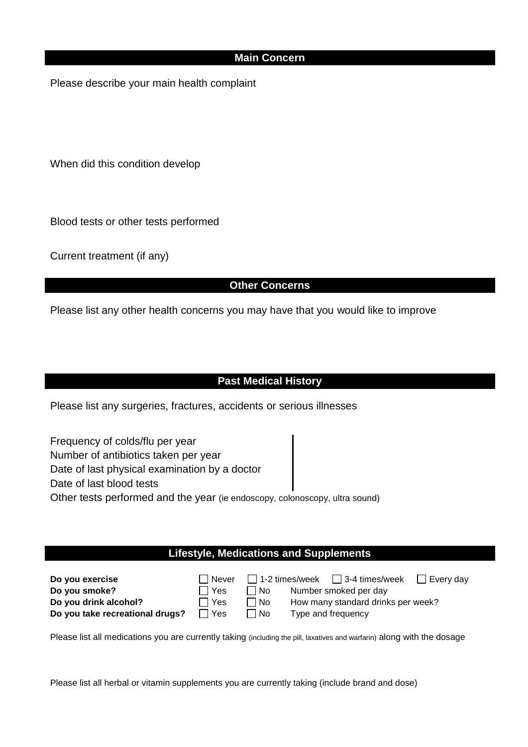## Main Concern

Please describe your main health complaint

When did this condition develop

Blood tests or other tests performed

Current treatment (if any)

## Other Concerns

Please list any other health concerns you may have that you would like to improve

## Past Medical History

Please list any surgeries, fractures, accidents or serious illnesses

Frequency of colds/flu per year

Number of antibiotics taken per year

Date of last physical examination by a doctor

Date of last blood tests

Other tests performed and the year (ie endoscopy, colonoscopy, ultra sound)

## Lifestyle, Medications and Supplements

| | | | | |
|---|---|---|---|---|
| **Do you exercise** | ☐ Never | ☐ 1-2 times/week | ☐ 3-4 times/week | ☐ Every day |
| **Do you smoke?** | ☐ Yes | ☐ No | Number smoked per day | |
| **Do you drink alcohol?** | ☐ Yes | ☐ No | How many standard drinks per week? | |
| **Do you take recreational drugs?** | ☐ Yes | ☐ No | Type and frequency | |

Please list all medications you are currently taking (including the pill, laxatives and warfarin) along with the dosage

Please list all herbal or vitamin supplements you are currently taking (include brand and dose)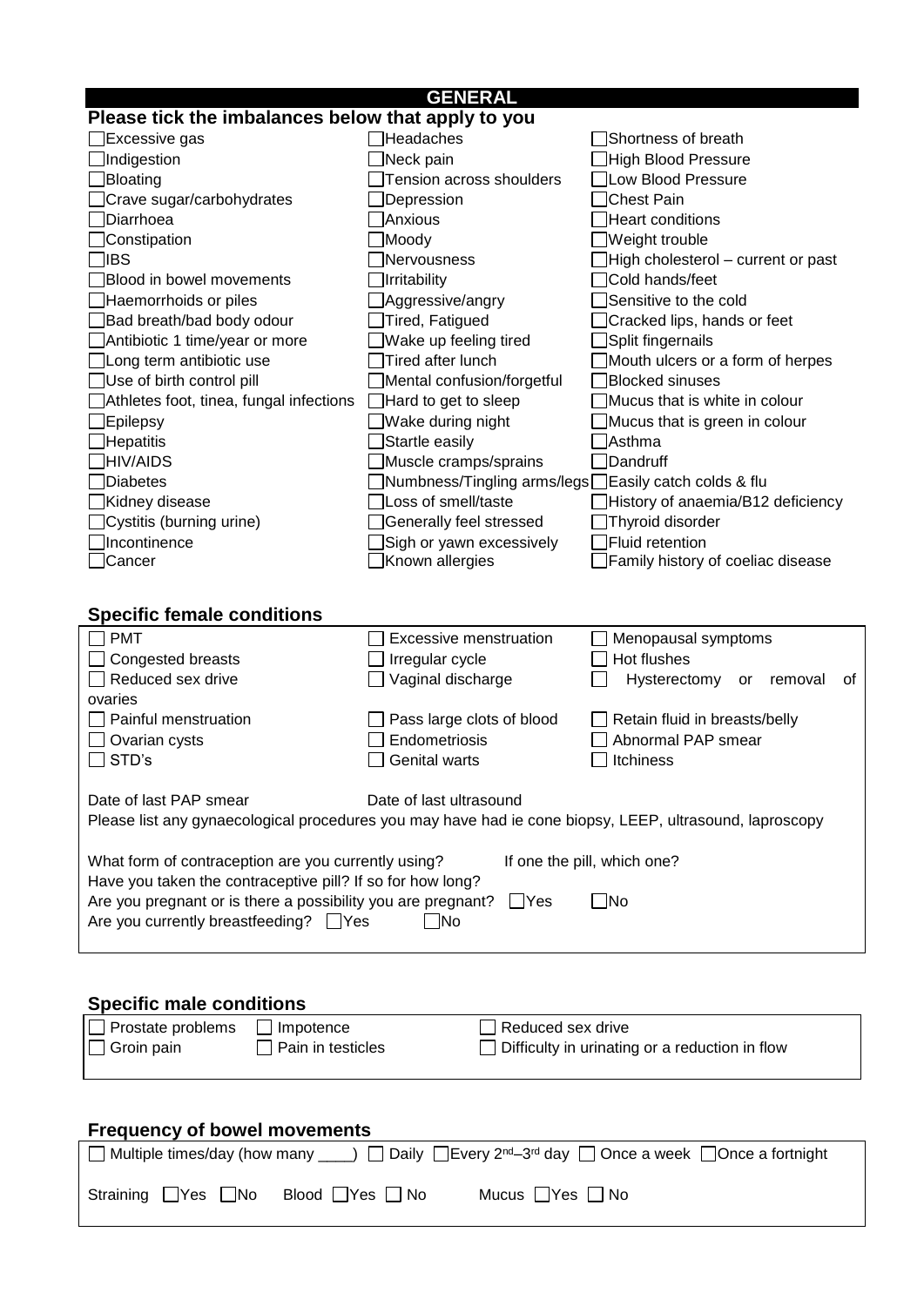## GENERAL

**Please tick the imbalances below that apply to you**

| | | |
|---|---|---|
| ☐ Excessive gas | ☐ Headaches | ☐ Shortness of breath |
| ☐ Indigestion | ☐ Neck pain | ☐ High Blood Pressure |
| ☐ Bloating | ☐ Tension across shoulders | ☐ Low Blood Pressure |
| ☐ Crave sugar/carbohydrates | ☐ Depression | ☐ Chest Pain |
| ☐ Diarrhoea | ☐ Anxious | ☐ Heart conditions |
| ☐ Constipation | ☐ Moody | ☐ Weight trouble |
| ☐ IBS | ☐ Nervousness | ☐ High cholesterol – current or past |
| ☐ Blood in bowel movements | ☐ Irritability | ☐ Cold hands/feet |
| ☐ Haemorrhoids or piles | ☐ Aggressive/angry | ☐ Sensitive to the cold |
| ☐ Bad breath/bad body odour | ☐ Tired, Fatigued | ☐ Cracked lips, hands or feet |
| ☐ Antibiotic 1 time/year or more | ☐ Wake up feeling tired | ☐ Split fingernails |
| ☐ Long term antibiotic use | ☐ Tired after lunch | ☐ Mouth ulcers or a form of herpes |
| ☐ Use of birth control pill | ☐ Mental confusion/forgetful | ☐ Blocked sinuses |
| ☐ Athletes foot, tinea, fungal infections | ☐ Hard to get to sleep | ☐ Mucus that is white in colour |
| ☐ Epilepsy | ☐ Wake during night | ☐ Mucus that is green in colour |
| ☐ Hepatitis | ☐ Startle easily | ☐ Asthma |
| ☐ HIV/AIDS | ☐ Muscle cramps/sprains | ☐ Dandruff |
| ☐ Diabetes | ☐ Numbness/Tingling arms/legs | ☐ Easily catch colds & flu |
| ☐ Kidney disease | ☐ Loss of smell/taste | ☐ History of anaemia/B12 deficiency |
| ☐ Cystitis (burning urine) | ☐ Generally feel stressed | ☐ Thyroid disorder |
| ☐ Incontinence | ☐ Sigh or yawn excessively | ☐ Fluid retention |
| ☐ Cancer | ☐ Known allergies | ☐ Family history of coeliac disease |

### Specific female conditions

| | | |
|---|---|---|
| ☐ PMT | ☐ Excessive menstruation | ☐ Menopausal symptoms |
| ☐ Congested breasts | ☐ Irregular cycle | ☐ Hot flushes |
| ☐ Reduced sex drive | ☐ Vaginal discharge | ☐ Hysterectomy or removal of ovaries |
| ☐ Painful menstruation | ☐ Pass large clots of blood | ☐ Retain fluid in breasts/belly |
| ☐ Ovarian cysts | ☐ Endometriosis | ☐ Abnormal PAP smear |
| ☐ STD's | ☐ Genital warts | ☐ Itchiness |

Date of last PAP smear Date of last ultrasound

Please list any gynaecological procedures you may have had ie cone biopsy, LEEP, ultrasound, laproscopy

What form of contraception are you currently using? If one the pill, which one?

Have you taken the contraceptive pill? If so for how long?

Are you pregnant or is there a possibility you are pregnant? ☐ Yes ☐ No

Are you currently breastfeeding? ☐ Yes ☐ No

### Specific male conditions

| | | |
|---|---|---|
| ☐ Prostate problems | ☐ Impotence | ☐ Reduced sex drive |
| ☐ Groin pain | ☐ Pain in testicles | ☐ Difficulty in urinating or a reduction in flow |

### Frequency of bowel movements

☐ Multiple times/day (how many ____) ☐ Daily ☐ Every 2nd–3rd day ☐ Once a week ☐ Once a fortnight

Straining ☐ Yes ☐ No Blood ☐ Yes ☐ No Mucus ☐ Yes ☐ No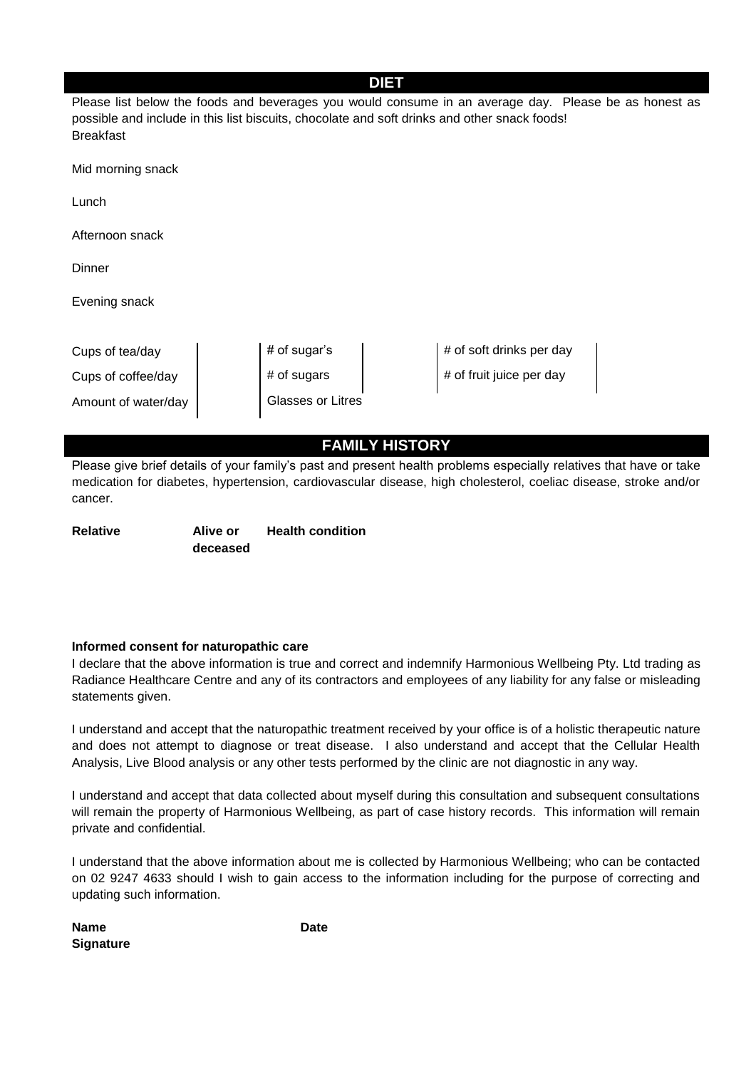## DIET

Please list below the foods and beverages you would consume in an average day. Please be as honest as possible and include in this list biscuits, chocolate and soft drinks and other snack foods!

Breakfast

Mid morning snack

Lunch

Afternoon snack

Dinner

Evening snack

| | | | | | |
|---|---|---|---|---|---|
| Cups of tea/day | | # of sugar's | | # of soft drinks per day | |
| Cups of coffee/day | | # of sugars | | # of fruit juice per day | |
| Amount of water/day | | Glasses or Litres | | | |

## FAMILY HISTORY

Please give brief details of your family's past and present health problems especially relatives that have or take medication for diabetes, hypertension, cardiovascular disease, high cholesterol, coeliac disease, stroke and/or cancer.

| Relative | Alive or deceased | Health condition |
|---|---|---|
| | | |

**Informed consent for naturopathic care**

I declare that the above information is true and correct and indemnify Harmonious Wellbeing Pty. Ltd trading as Radiance Healthcare Centre and any of its contractors and employees of any liability for any false or misleading statements given.

I understand and accept that the naturopathic treatment received by your office is of a holistic therapeutic nature and does not attempt to diagnose or treat disease. I also understand and accept that the Cellular Health Analysis, Live Blood analysis or any other tests performed by the clinic are not diagnostic in any way.

I understand and accept that data collected about myself during this consultation and subsequent consultations will remain the property of Harmonious Wellbeing, as part of case history records. This information will remain private and confidential.

I understand that the above information about me is collected by Harmonious Wellbeing; who can be contacted on 02 9247 4633 should I wish to gain access to the information including for the purpose of correcting and updating such information.

**Name** **Date**

**Signature**